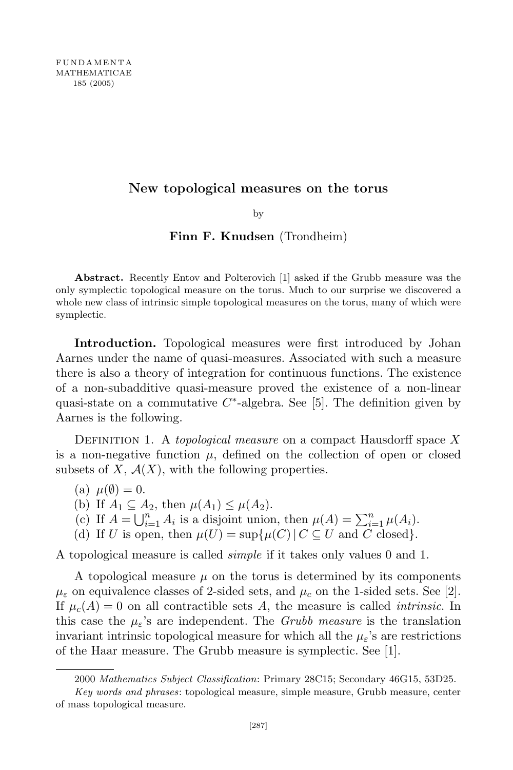# New topological measures on the torus

by

**Finn F. Knudsen** (Trondheim)

**Abstract.** Recently Entov and Polterovich [1] asked if the Grubb measure was the only symplectic topological measure on the torus. Much to our surprise we discovered a whole new class of intrinsic simple topological measures on the torus, many of which were symplectic.

**Introduction.** Topological measures were first introduced by Johan Aarnes under the name of quasi-measures. Associated with such a measure there is also a theory of integration for continuous functions. The existence of a non-subadditive quasi-measure proved the existence of a non-linear quasi-state on a commutative $C^*$-algebra. See [5]. The definition given by Aarnes is the following.

Definition 1. A *topological measure* on a compact Hausdorff space $X$ is a non-negative function $\mu$, defined on the collection of open or closed subsets of $X$, $\mathcal{A}(X)$, with the following properties.

(a) $\mu(\emptyset) = 0$.
(b) If $A_1 \subseteq A_2$, then $\mu(A_1) \leq \mu(A_2)$.
(c) If $A = \bigcup_{i=1}^{n} A_i$ is a disjoint union, then $\mu(A) = \sum_{i=1}^{n} \mu(A_i)$.
(d) If $U$ is open, then $\mu(U) = \sup\{\mu(C) \mid C \subseteq U \text{ and } C \text{ closed}\}$.

A topological measure is called *simple* if it takes only values 0 and 1.

A topological measure $\mu$ on the torus is determined by its components $\mu_\varepsilon$ on equivalence classes of 2-sided sets, and $\mu_c$ on the 1-sided sets. See [2]. If $\mu_c(A) = 0$ on all contractible sets $A$, the measure is called *intrinsic*. In this case the $\mu_\varepsilon$'s are independent. The *Grubb measure* is the translation invariant intrinsic topological measure for which all the $\mu_\varepsilon$'s are restrictions of the Haar measure. The Grubb measure is symplectic. See [1].

2000 *Mathematics Subject Classification*: Primary 28C15; Secondary 46G15, 53D25.

*Key words and phrases*: topological measure, simple measure, Grubb measure, center of mass topological measure.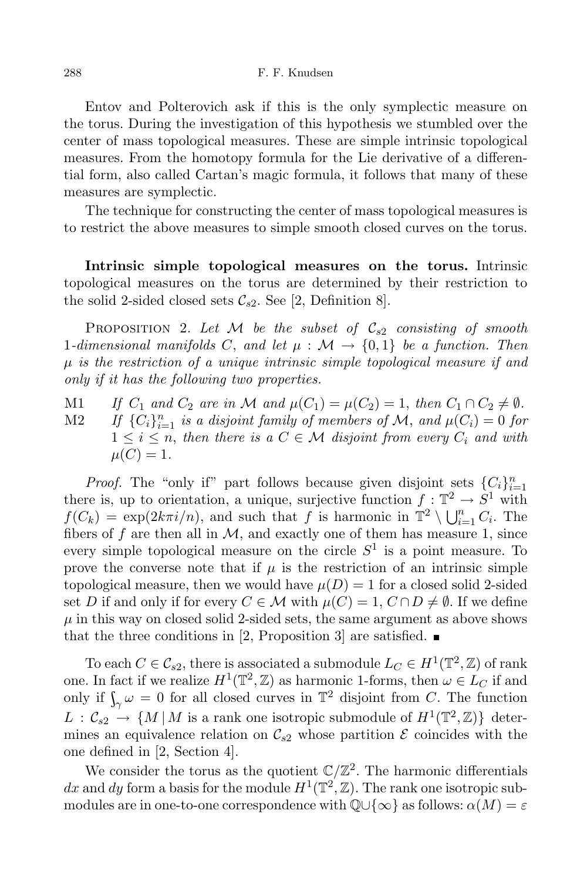Entov and Polterovich ask if this is the only symplectic measure on the torus. During the investigation of this hypothesis we stumbled over the center of mass topological measures. These are simple intrinsic topological measures. From the homotopy formula for the Lie derivative of a differential form, also called Cartan's magic formula, it follows that many of these measures are symplectic.

The technique for constructing the center of mass topological measures is to restrict the above measures to simple smooth closed curves on the torus.

**Intrinsic simple topological measures on the torus.** Intrinsic topological measures on the torus are determined by their restriction to the solid 2-sided closed sets $\mathcal{C}_{s2}$. See [2, Definition 8].

PROPOSITION 2. *Let $\mathcal{M}$ be the subset of $\mathcal{C}_{s2}$ consisting of smooth 1-dimensional manifolds $C$, and let $\mu : \mathcal{M} \to \{0,1\}$ be a function. Then $\mu$ is the restriction of a unique intrinsic simple topological measure if and only if it has the following two properties.*

- M1 *If $C_1$ and $C_2$ are in $\mathcal{M}$ and $\mu(C_1) = \mu(C_2) = 1$, then $C_1 \cap C_2 \neq \emptyset$.*
- M2 *If $\{C_i\}_{i=1}^n$ is a disjoint family of members of $\mathcal{M}$, and $\mu(C_i) = 0$ for $1 \leq i \leq n$, then there is a $C \in \mathcal{M}$ disjoint from every $C_i$ and with $\mu(C) = 1$.*

*Proof.* The "only if" part follows because given disjoint sets $\{C_i\}_{i=1}^n$ there is, up to orientation, a unique, surjective function $f : \mathbb{T}^2 \to S^1$ with $f(C_k) = \exp(2k\pi i/n)$, and such that $f$ is harmonic in $\mathbb{T}^2 \setminus \bigcup_{i=1}^n C_i$. The fibers of $f$ are then all in $\mathcal{M}$, and exactly one of them has measure 1, since every simple topological measure on the circle $S^1$ is a point measure. To prove the converse note that if $\mu$ is the restriction of an intrinsic simple topological measure, then we would have $\mu(D) = 1$ for a closed solid 2-sided set $D$ if and only if for every $C \in \mathcal{M}$ with $\mu(C) = 1$, $C \cap D \neq \emptyset$. If we define $\mu$ in this way on closed solid 2-sided sets, the same argument as above shows that the three conditions in [2, Proposition 3] are satisfied. ∎

To each $C \in \mathcal{C}_{s2}$, there is associated a submodule $L_C \in H^1(\mathbb{T}^2, \mathbb{Z})$ of rank one. In fact if we realize $H^1(\mathbb{T}^2, \mathbb{Z})$ as harmonic 1-forms, then $\omega \in L_C$ if and only if $\int_\gamma \omega = 0$ for all closed curves in $\mathbb{T}^2$ disjoint from $C$. The function $L : \mathcal{C}_{s2} \to \{M \mid M \text{ is a rank one isotropic submodule of } H^1(\mathbb{T}^2, \mathbb{Z})\}$ determines an equivalence relation on $\mathcal{C}_{s2}$ whose partition $\mathcal{E}$ coincides with the one defined in [2, Section 4].

We consider the torus as the quotient $\mathbb{C}/\mathbb{Z}^2$. The harmonic differentials $dx$ and $dy$ form a basis for the module $H^1(\mathbb{T}^2, \mathbb{Z})$. The rank one isotropic submodules are in one-to-one correspondence with $\mathbb{Q} \cup \{\infty\}$ as follows: $\alpha(M) = \varepsilon$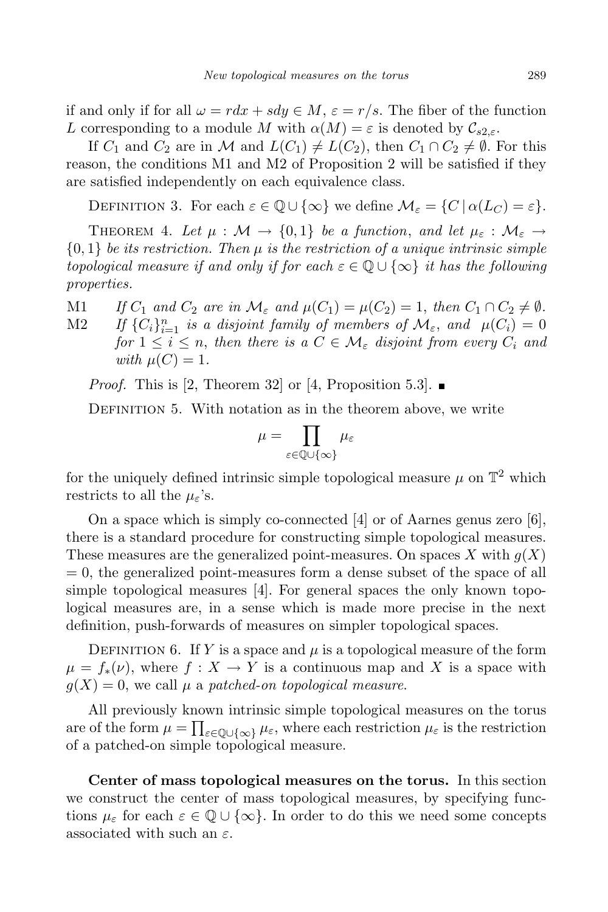if and only if for all $\omega = rdx + sdy \in M$, $\varepsilon = r/s$. The fiber of the function $L$ corresponding to a module $M$ with $\alpha(M) = \varepsilon$ is denoted by $\mathcal{C}_{s2,\varepsilon}$.

If $C_1$ and $C_2$ are in $\mathcal{M}$ and $L(C_1) \neq L(C_2)$, then $C_1 \cap C_2 \neq \emptyset$. For this reason, the conditions M1 and M2 of Proposition 2 will be satisfied if they are satisfied independently on each equivalence class.

Definition 3. For each $\varepsilon \in \mathbb{Q} \cup \{\infty\}$ we define $\mathcal{M}_\varepsilon = \{C \mid \alpha(L_C) = \varepsilon\}$.

Theorem 4. *Let $\mu : \mathcal{M} \to \{0,1\}$ be a function, and let $\mu_\varepsilon : \mathcal{M}_\varepsilon \to \{0,1\}$ be its restriction. Then $\mu$ is the restriction of a unique intrinsic simple topological measure if and only if for each $\varepsilon \in \mathbb{Q} \cup \{\infty\}$ it has the following properties.*

M1 *If $C_1$ and $C_2$ are in $\mathcal{M}_\varepsilon$ and $\mu(C_1) = \mu(C_2) = 1$, then $C_1 \cap C_2 \neq \emptyset$.*

M2 *If $\{C_i\}_{i=1}^n$ is a disjoint family of members of $\mathcal{M}_\varepsilon$, and $\mu(C_i) = 0$ for $1 \leq i \leq n$, then there is a $C \in \mathcal{M}_\varepsilon$ disjoint from every $C_i$ and with $\mu(C) = 1$.*

*Proof.* This is [2, Theorem 32] or [4, Proposition 5.3]. ∎

Definition 5. With notation as in the theorem above, we write

$$\mu = \prod_{\varepsilon \in \mathbb{Q} \cup \{\infty\}} \mu_\varepsilon$$

for the uniquely defined intrinsic simple topological measure $\mu$ on $\mathbb{T}^2$ which restricts to all the $\mu_\varepsilon$'s.

On a space which is simply co-connected [4] or of Aarnes genus zero [6], there is a standard procedure for constructing simple topological measures. These measures are the generalized point-measures. On spaces $X$ with $g(X) = 0$, the generalized point-measures form a dense subset of the space of all simple topological measures [4]. For general spaces the only known topological measures are, in a sense which is made more precise in the next definition, push-forwards of measures on simpler topological spaces.

Definition 6. If $Y$ is a space and $\mu$ is a topological measure of the form $\mu = f_*(\nu)$, where $f : X \to Y$ is a continuous map and $X$ is a space with $g(X) = 0$, we call $\mu$ a *patched-on topological measure.*

All previously known intrinsic simple topological measures on the torus are of the form $\mu = \prod_{\varepsilon \in \mathbb{Q} \cup \{\infty\}} \mu_\varepsilon$, where each restriction $\mu_\varepsilon$ is the restriction of a patched-on simple topological measure.

**Center of mass topological measures on the torus.** In this section we construct the center of mass topological measures, by specifying functions $\mu_\varepsilon$ for each $\varepsilon \in \mathbb{Q} \cup \{\infty\}$. In order to do this we need some concepts associated with such an $\varepsilon$.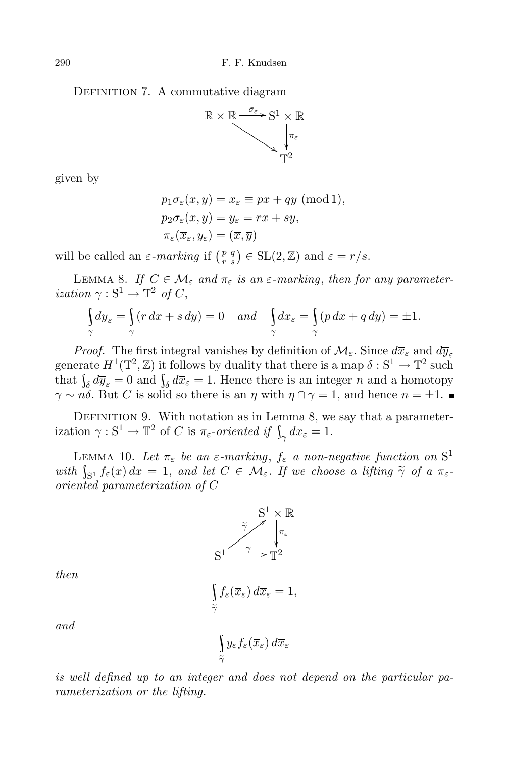DEFINITION 7. A commutative diagram

$$\begin{array}{ccc} \mathbb{R} \times \mathbb{R} & \xrightarrow{\sigma_\varepsilon} & \mathrm{S}^1 \times \mathbb{R} \\ & \searrow & \downarrow \pi_\varepsilon \\ & & \mathbb{T}^2 \end{array}$$

given by

$$p_1 \sigma_\varepsilon(x, y) = \overline{x}_\varepsilon \equiv px + qy \pmod 1,$$
$$p_2 \sigma_\varepsilon(x, y) = y_\varepsilon = rx + sy,$$
$$\pi_\varepsilon(\overline{x}_\varepsilon, y_\varepsilon) = (\overline{x}, \overline{y})$$

will be called an *ε-marking* if $\left(\begin{smallmatrix} p & q \\ r & s \end{smallmatrix}\right) \in \mathrm{SL}(2, \mathbb{Z})$ and $\varepsilon = r/s$.

LEMMA 8. *If $C \in \mathcal{M}_\varepsilon$ and $\pi_\varepsilon$ is an ε-marking, then for any parameterization $\gamma : \mathrm{S}^1 \to \mathbb{T}^2$ of $C$,*

$$\int_\gamma d\overline{y}_\varepsilon = \int_\gamma (r\,dx + s\,dy) = 0 \quad \textit{and} \quad \int_\gamma d\overline{x}_\varepsilon = \int_\gamma (p\,dx + q\,dy) = \pm 1.$$

*Proof.* The first integral vanishes by definition of $\mathcal{M}_\varepsilon$. Since $d\overline{x}_\varepsilon$ and $d\overline{y}_\varepsilon$ generate $H^1(\mathbb{T}^2, \mathbb{Z})$ it follows by duality that there is a map $\delta : \mathrm{S}^1 \to \mathbb{T}^2$ such that $\int_\delta d\overline{y}_\varepsilon = 0$ and $\int_\delta d\overline{x}_\varepsilon = 1$. Hence there is an integer $n$ and a homotopy $\gamma \sim n\delta$. But $C$ is solid so there is an $\eta$ with $\eta \cap \gamma = 1$, and hence $n = \pm 1$. ∎

DEFINITION 9. With notation as in Lemma 8, we say that a parameterization $\gamma : \mathrm{S}^1 \to \mathbb{T}^2$ of $C$ is *$\pi_\varepsilon$-oriented if* $\int_\gamma d\overline{x}_\varepsilon = 1$.

LEMMA 10. *Let $\pi_\varepsilon$ be an ε-marking, $f_\varepsilon$ a non-negative function on $\mathrm{S}^1$ with $\int_{\mathrm{S}^1} f_\varepsilon(x)\,dx = 1$, and let $C \in \mathcal{M}_\varepsilon$. If we choose a lifting $\widetilde{\gamma}$ of a $\pi_\varepsilon$-oriented parameterization of $C$*

$$\begin{array}{ccc} & & \mathrm{S}^1 \times \mathbb{R} \\ & \overset{\widetilde{\gamma}}{\nearrow} & \downarrow \pi_\varepsilon \\ \mathrm{S}^1 & \xrightarrow{\gamma} & \mathbb{T}^2 \end{array}$$

*then*

$$\int_{\widetilde{\gamma}} f_\varepsilon(\overline{x}_\varepsilon)\,d\overline{x}_\varepsilon = 1,$$

*and*

$$\int_{\widetilde{\gamma}} y_\varepsilon f_\varepsilon(\overline{x}_\varepsilon)\,d\overline{x}_\varepsilon$$

*is well defined up to an integer and does not depend on the particular parameterization or the lifting.*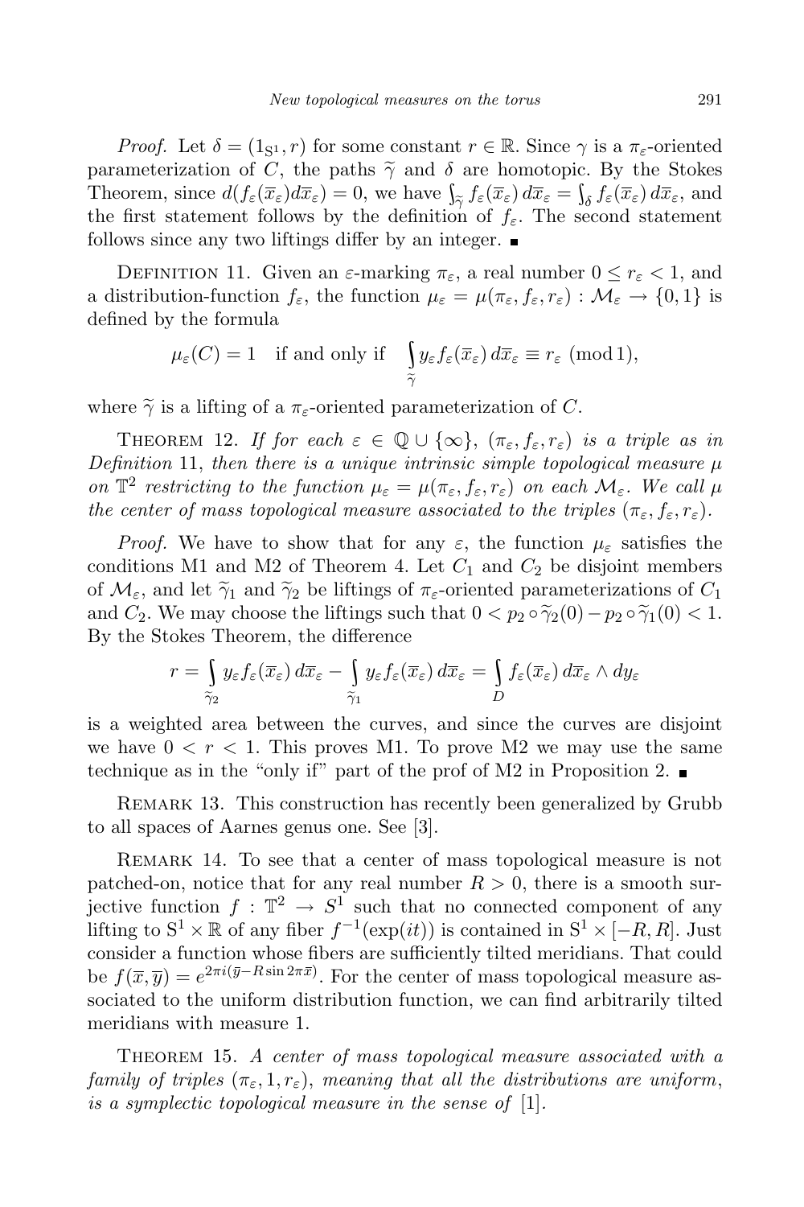*Proof.* Let $\delta = (1_{\mathrm{S}^1}, r)$ for some constant $r \in \mathbb{R}$. Since $\gamma$ is a $\pi_\varepsilon$-oriented parameterization of $C$, the paths $\widetilde{\gamma}$ and $\delta$ are homotopic. By the Stokes Theorem, since $d(f_\varepsilon(\overline{x}_\varepsilon)d\overline{x}_\varepsilon) = 0$, we have $\int_{\widetilde{\gamma}} f_\varepsilon(\overline{x}_\varepsilon)\, d\overline{x}_\varepsilon = \int_\delta f_\varepsilon(\overline{x}_\varepsilon)\, d\overline{x}_\varepsilon$, and the first statement follows by the definition of $f_\varepsilon$. The second statement follows since any two liftings differ by an integer. ∎

Definition 11. Given an $\varepsilon$-marking $\pi_\varepsilon$, a real number $0 \le r_\varepsilon < 1$, and a distribution-function $f_\varepsilon$, the function $\mu_\varepsilon = \mu(\pi_\varepsilon, f_\varepsilon, r_\varepsilon) : \mathcal{M}_\varepsilon \to \{0, 1\}$ is defined by the formula

$$\mu_\varepsilon(C) = 1 \quad \text{if and only if} \quad \int_{\widetilde{\gamma}} y_\varepsilon f_\varepsilon(\overline{x}_\varepsilon)\, d\overline{x}_\varepsilon \equiv r_\varepsilon \pmod 1,$$

where $\widetilde{\gamma}$ is a lifting of a $\pi_\varepsilon$-oriented parameterization of $C$.

Theorem 12. *If for each $\varepsilon \in \mathbb{Q} \cup \{\infty\}$, $(\pi_\varepsilon, f_\varepsilon, r_\varepsilon)$ is a triple as in Definition 11, then there is a unique intrinsic simple topological measure $\mu$ on $\mathbb{T}^2$ restricting to the function $\mu_\varepsilon = \mu(\pi_\varepsilon, f_\varepsilon, r_\varepsilon)$ on each $\mathcal{M}_\varepsilon$. We call $\mu$ the center of mass topological measure associated to the triples $(\pi_\varepsilon, f_\varepsilon, r_\varepsilon)$.*

*Proof.* We have to show that for any $\varepsilon$, the function $\mu_\varepsilon$ satisfies the conditions M1 and M2 of Theorem 4. Let $C_1$ and $C_2$ be disjoint members of $\mathcal{M}_\varepsilon$, and let $\widetilde{\gamma}_1$ and $\widetilde{\gamma}_2$ be liftings of $\pi_\varepsilon$-oriented parameterizations of $C_1$ and $C_2$. We may choose the liftings such that $0 < p_2 \circ \widetilde{\gamma}_2(0) - p_2 \circ \widetilde{\gamma}_1(0) < 1$. By the Stokes Theorem, the difference

$$r = \int_{\widetilde{\gamma}_2} y_\varepsilon f_\varepsilon(\overline{x}_\varepsilon)\, d\overline{x}_\varepsilon - \int_{\widetilde{\gamma}_1} y_\varepsilon f_\varepsilon(\overline{x}_\varepsilon)\, d\overline{x}_\varepsilon = \int_D f_\varepsilon(\overline{x}_\varepsilon)\, d\overline{x}_\varepsilon \wedge dy_\varepsilon$$

is a weighted area between the curves, and since the curves are disjoint we have $0 < r < 1$. This proves M1. To prove M2 we may use the same technique as in the "only if" part of the prof of M2 in Proposition 2. ∎

Remark 13. This construction has recently been generalized by Grubb to all spaces of Aarnes genus one. See [3].

Remark 14. To see that a center of mass topological measure is not patched-on, notice that for any real number $R > 0$, there is a smooth surjective function $f : \mathbb{T}^2 \to S^1$ such that no connected component of any lifting to $\mathrm{S}^1 \times \mathbb{R}$ of any fiber $f^{-1}(\exp(it))$ is contained in $\mathrm{S}^1 \times [-R, R]$. Just consider a function whose fibers are sufficiently tilted meridians. That could be $f(\overline{x}, \overline{y}) = e^{2\pi i(\overline{y} - R \sin 2\pi \overline{x})}$. For the center of mass topological measure associated to the uniform distribution function, we can find arbitrarily tilted meridians with measure 1.

Theorem 15. *A center of mass topological measure associated with a family of triples $(\pi_\varepsilon, 1, r_\varepsilon)$, meaning that all the distributions are uniform, is a symplectic topological measure in the sense of* [1].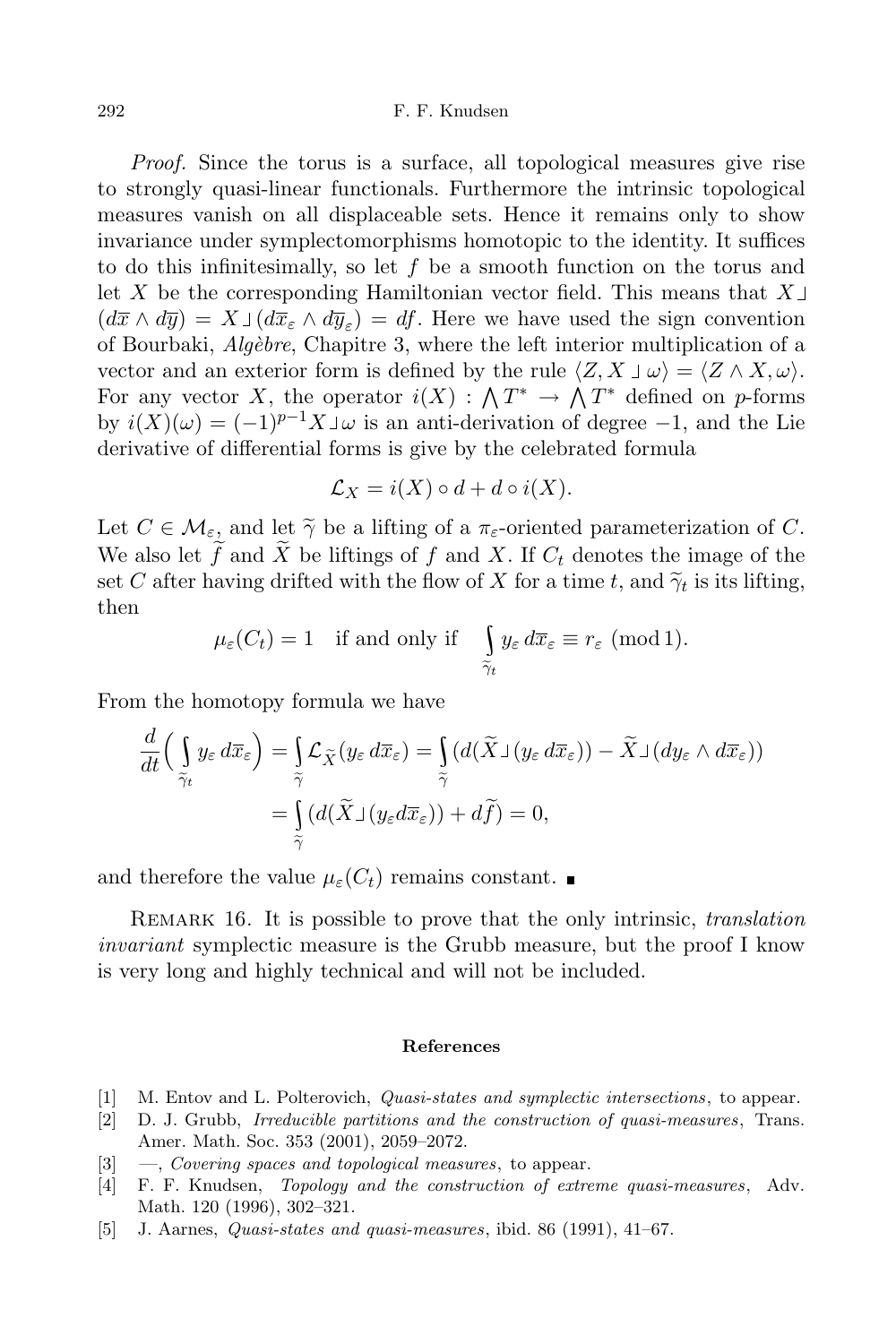*Proof.* Since the torus is a surface, all topological measures give rise to strongly quasi-linear functionals. Furthermore the intrinsic topological measures vanish on all displaceable sets. Hence it remains only to show invariance under symplectomorphisms homotopic to the identity. It suffices to do this infinitesimally, so let $f$ be a smooth function on the torus and let $X$ be the corresponding Hamiltonian vector field. This means that $X \lrcorner (d\overline{x} \wedge d\overline{y}) = X \lrcorner (d\overline{x}_\varepsilon \wedge d\overline{y}_\varepsilon) = df$. Here we have used the sign convention of Bourbaki, *Algèbre*, Chapitre 3, where the left interior multiplication of a vector and an exterior form is defined by the rule $\langle Z, X \lrcorner \omega\rangle = \langle Z \wedge X, \omega\rangle$. For any vector $X$, the operator $i(X) : \bigwedge T^* \to \bigwedge T^*$ defined on $p$-forms by $i(X)(\omega) = (-1)^{p-1} X \lrcorner \omega$ is an anti-derivation of degree $-1$, and the Lie derivative of differential forms is give by the celebrated formula

$$\mathcal{L}_X = i(X) \circ d + d \circ i(X).$$

Let $C \in \mathcal{M}_\varepsilon$, and let $\widetilde{\gamma}$ be a lifting of a $\pi_\varepsilon$-oriented parameterization of $C$. We also let $\widetilde{f}$ and $\widetilde{X}$ be liftings of $f$ and $X$. If $C_t$ denotes the image of the set $C$ after having drifted with the flow of $X$ for a time $t$, and $\widetilde{\gamma}_t$ is its lifting, then

$$\mu_\varepsilon(C_t) = 1 \quad \text{if and only if} \quad \int_{\widetilde{\gamma}_t} y_\varepsilon \, d\overline{x}_\varepsilon \equiv r_\varepsilon \pmod 1.$$

From the homotopy formula we have

$$\begin{aligned}
\frac{d}{dt}\Big(\int_{\widetilde{\gamma}_t} y_\varepsilon \, d\overline{x}_\varepsilon\Big) &= \int_{\widetilde{\gamma}} \mathcal{L}_{\widetilde{X}}(y_\varepsilon \, d\overline{x}_\varepsilon) = \int_{\widetilde{\gamma}} (d(\widetilde{X} \lrcorner (y_\varepsilon \, d\overline{x}_\varepsilon)) - \widetilde{X} \lrcorner (dy_\varepsilon \wedge d\overline{x}_\varepsilon)) \\
&= \int_{\widetilde{\gamma}} (d(\widetilde{X} \lrcorner (y_\varepsilon d\overline{x}_\varepsilon)) + d\widetilde{f}) = 0,
\end{aligned}$$

and therefore the value $\mu_\varepsilon(C_t)$ remains constant. ∎

Remark 16. It is possible to prove that the only intrinsic, *translation invariant* symplectic measure is the Grubb measure, but the proof I know is very long and highly technical and will not be included.

## References

[1] M. Entov and L. Polterovich, *Quasi-states and symplectic intersections*, to appear.

[2] D. J. Grubb, *Irreducible partitions and the construction of quasi-measures*, Trans. Amer. Math. Soc. 353 (2001), 2059–2072.

[3] —, *Covering spaces and topological measures*, to appear.

[4] F. F. Knudsen, *Topology and the construction of extreme quasi-measures*, Adv. Math. 120 (1996), 302–321.

[5] J. Aarnes, *Quasi-states and quasi-measures*, ibid. 86 (1991), 41–67.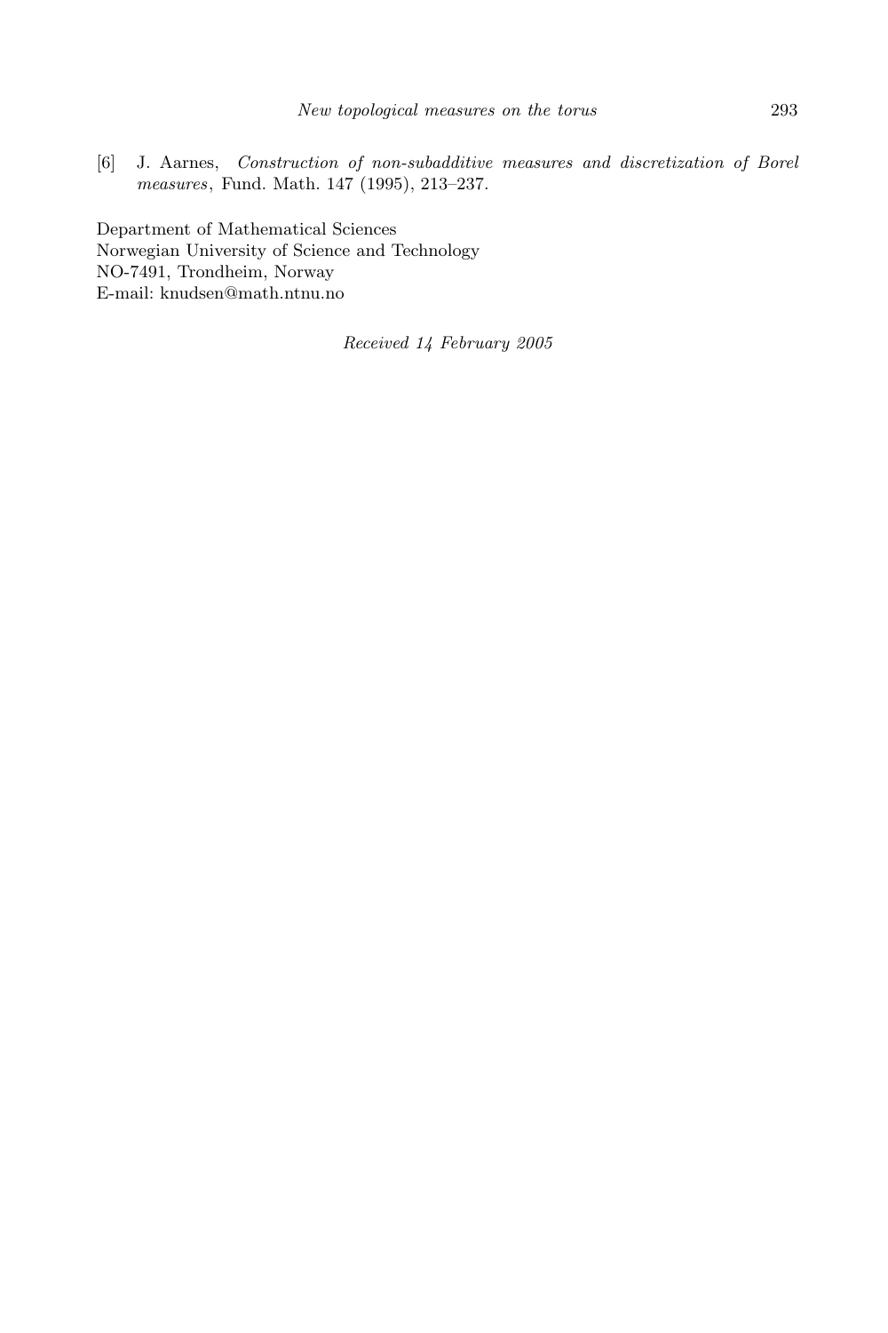[6] J. Aarnes, *Construction of non-subadditive measures and discretization of Borel measures*, Fund. Math. 147 (1995), 213–237.

Department of Mathematical Sciences
Norwegian University of Science and Technology
NO-7491, Trondheim, Norway
E-mail: knudsen@math.ntnu.no

*Received 14 February 2005*